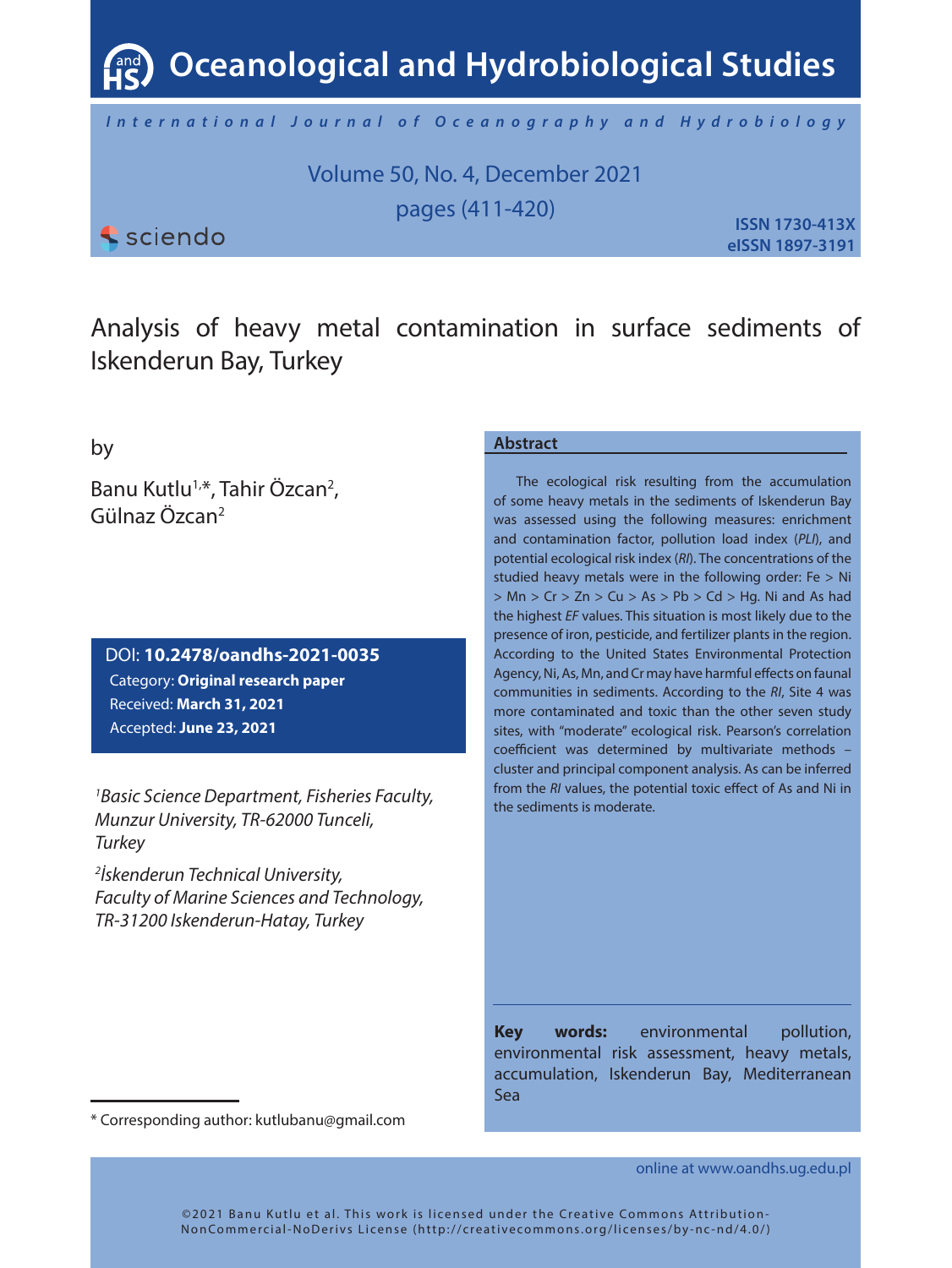# Analysis of heavy metal contamination in surface sediments of Iskenderun Bay, Turkey

by

Banu Kutlu[1,*], Tahir Özcan[2], Gülnaz Özcan[2]

DOI: **10.2478/oandhs-2021-0035**
Category: **Original research paper**
Received: **March 31, 2021**
Accepted: **June 23, 2021**

*[1]Basic Science Department, Fisheries Faculty, Munzur University, TR-62000 Tunceli, Turkey*

*[2]İskenderun Technical University, Faculty of Marine Sciences and Technology, TR-31200 Iskenderun-Hatay, Turkey*

## Abstract

The ecological risk resulting from the accumulation of some heavy metals in the sediments of Iskenderun Bay was assessed using the following measures: enrichment and contamination factor, pollution load index (*PLI*), and potential ecological risk index (*RI*). The concentrations of the studied heavy metals were in the following order: Fe > Ni > Mn > Cr > Zn > Cu > As > Pb > Cd > Hg. Ni and As had the highest *EF* values. This situation is most likely due to the presence of iron, pesticide, and fertilizer plants in the region. According to the United States Environmental Protection Agency, Ni, As, Mn, and Cr may have harmful effects on faunal communities in sediments. According to the *RI*, Site 4 was more contaminated and toxic than the other seven study sites, with "moderate" ecological risk. Pearson's correlation coefficient was determined by multivariate methods – cluster and principal component analysis. As can be inferred from the *RI* values, the potential toxic effect of As and Ni in the sediments is moderate.

**Key words:** environmental pollution, environmental risk assessment, heavy metals, accumulation, Iskenderun Bay, Mediterranean Sea

\* Corresponding author: kutlubanu@gmail.com

online at www.oandhs.ug.edu.pl

©2021 Banu Kutlu et al. This work is licensed under the Creative Commons Attribution-NonCommercial-NoDerivs License (http://creativecommons.org/licenses/by-nc-nd/4.0/)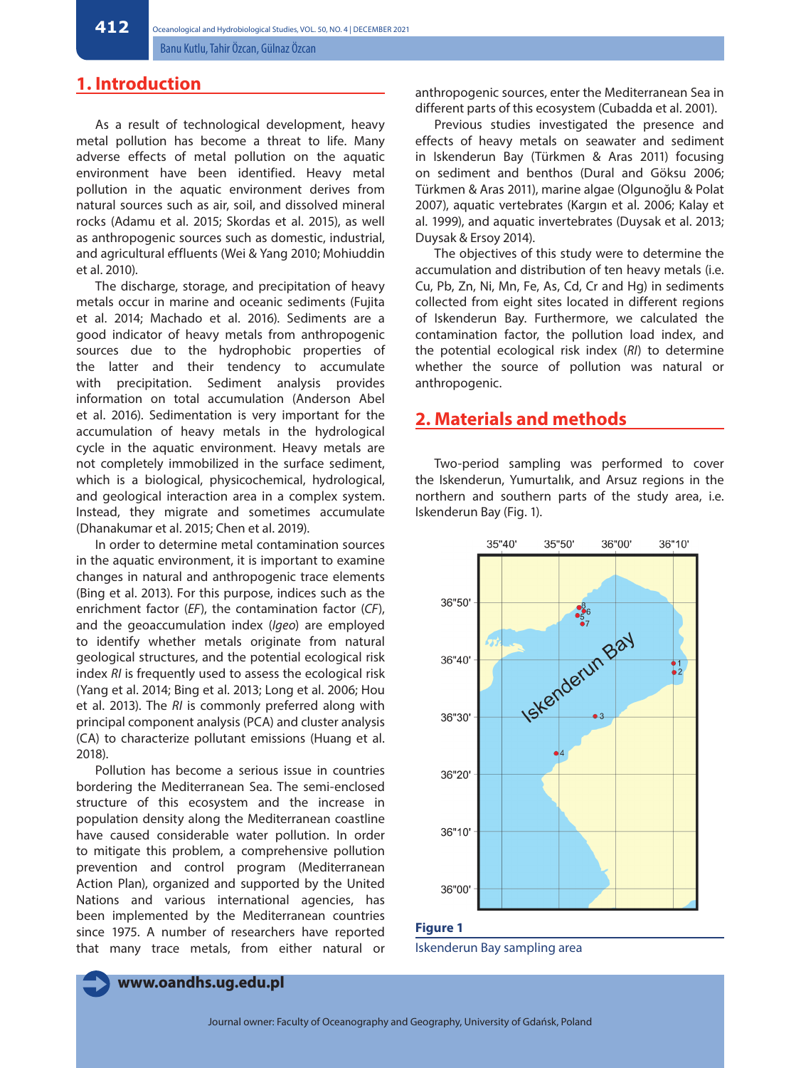## 1. Introduction

As a result of technological development, heavy metal pollution has become a threat to life. Many adverse effects of metal pollution on the aquatic environment have been identified. Heavy metal pollution in the aquatic environment derives from natural sources such as air, soil, and dissolved mineral rocks (Adamu et al. 2015; Skordas et al. 2015), as well as anthropogenic sources such as domestic, industrial, and agricultural effluents (Wei & Yang 2010; Mohiuddin et al. 2010).

The discharge, storage, and precipitation of heavy metals occur in marine and oceanic sediments (Fujita et al. 2014; Machado et al. 2016). Sediments are a good indicator of heavy metals from anthropogenic sources due to the hydrophobic properties of the latter and their tendency to accumulate with precipitation. Sediment analysis provides information on total accumulation (Anderson Abel et al. 2016). Sedimentation is very important for the accumulation of heavy metals in the hydrological cycle in the aquatic environment. Heavy metals are not completely immobilized in the surface sediment, which is a biological, physicochemical, hydrological, and geological interaction area in a complex system. Instead, they migrate and sometimes accumulate (Dhanakumar et al. 2015; Chen et al. 2019).

In order to determine metal contamination sources in the aquatic environment, it is important to examine changes in natural and anthropogenic trace elements (Bing et al. 2013). For this purpose, indices such as the enrichment factor (*EF*), the contamination factor (*CF*), and the geoaccumulation index (*Igeo*) are employed to identify whether metals originate from natural geological structures, and the potential ecological risk index *RI* is frequently used to assess the ecological risk (Yang et al. 2014; Bing et al. 2013; Long et al. 2006; Hou et al. 2013). The *RI* is commonly preferred along with principal component analysis (PCA) and cluster analysis (CA) to characterize pollutant emissions (Huang et al. 2018).

Pollution has become a serious issue in countries bordering the Mediterranean Sea. The semi-enclosed structure of this ecosystem and the increase in population density along the Mediterranean coastline have caused considerable water pollution. In order to mitigate this problem, a comprehensive pollution prevention and control program (Mediterranean Action Plan), organized and supported by the United Nations and various international agencies, has been implemented by the Mediterranean countries since 1975. A number of researchers have reported that many trace metals, from either natural or anthropogenic sources, enter the Mediterranean Sea in different parts of this ecosystem (Cubadda et al. 2001).

Previous studies investigated the presence and effects of heavy metals on seawater and sediment in Iskenderun Bay (Türkmen & Aras 2011) focusing on sediment and benthos (Dural and Göksu 2006; Türkmen & Aras 2011), marine algae (Olgunoğlu & Polat 2007), aquatic vertebrates (Kargın et al. 2006; Kalay et al. 1999), and aquatic invertebrates (Duysak et al. 2013; Duysak & Ersoy 2014).

The objectives of this study were to determine the accumulation and distribution of ten heavy metals (i.e. Cu, Pb, Zn, Ni, Mn, Fe, As, Cd, Cr and Hg) in sediments collected from eight sites located in different regions of Iskenderun Bay. Furthermore, we calculated the contamination factor, the pollution load index, and the potential ecological risk index (*RI*) to determine whether the source of pollution was natural or anthropogenic.

## 2. Materials and methods

Two-period sampling was performed to cover the Iskenderun, Yumurtalık, and Arsuz regions in the northern and southern parts of the study area, i.e. Iskenderun Bay (Fig. 1).

**Figure 1**

Iskenderun Bay sampling area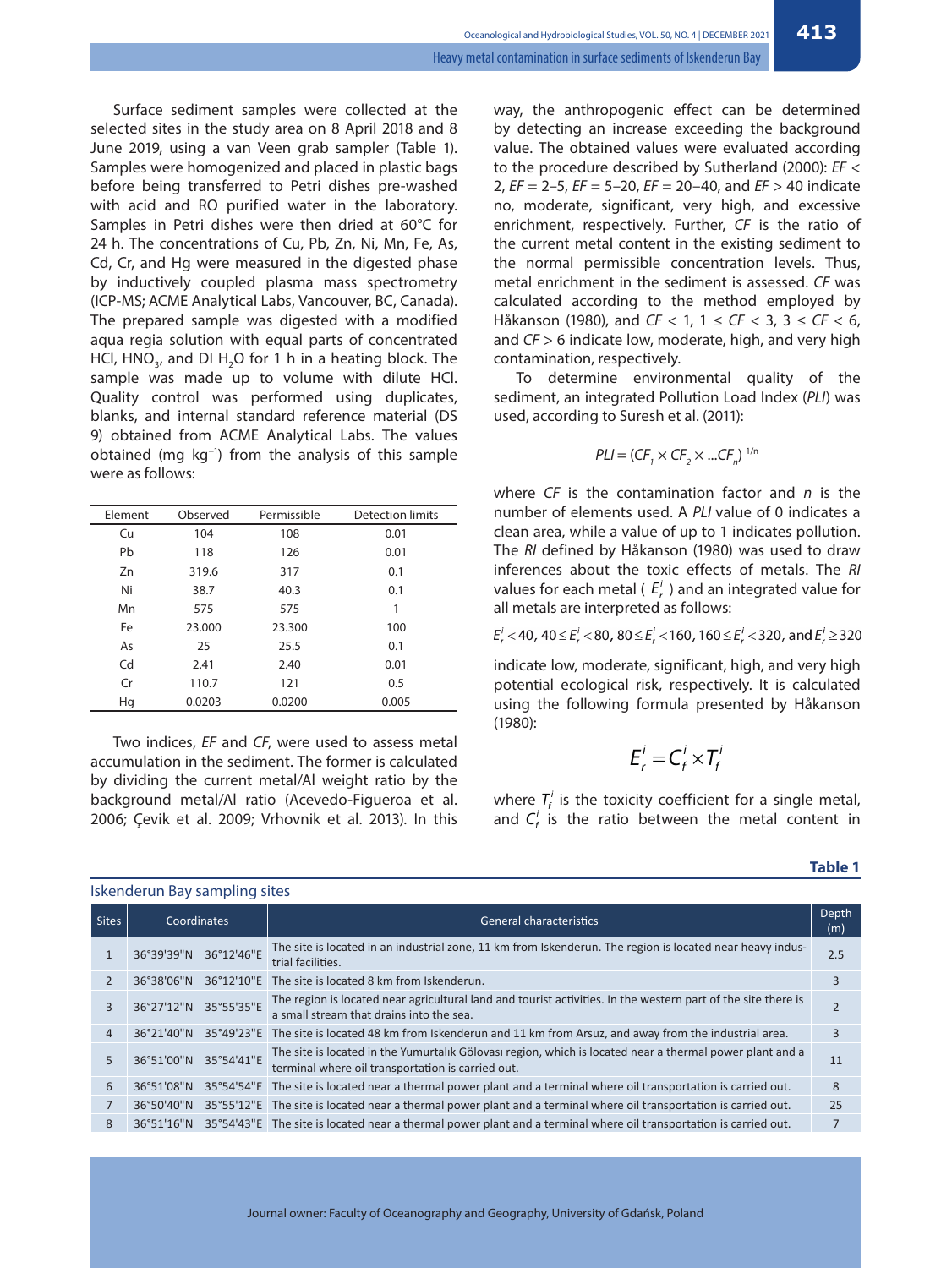Surface sediment samples were collected at the selected sites in the study area on 8 April 2018 and 8 June 2019, using a van Veen grab sampler (Table 1). Samples were homogenized and placed in plastic bags before being transferred to Petri dishes pre-washed with acid and RO purified water in the laboratory. Samples in Petri dishes were then dried at 60°C for 24 h. The concentrations of Cu, Pb, Zn, Ni, Mn, Fe, As, Cd, Cr, and Hg were measured in the digested phase by inductively coupled plasma mass spectrometry (ICP-MS; ACME Analytical Labs, Vancouver, BC, Canada). The prepared sample was digested with a modified aqua regia solution with equal parts of concentrated HCl, $HNO_3$, and DI $H_2O$ for 1 h in a heating block. The sample was made up to volume with dilute HCl. Quality control was performed using duplicates, blanks, and internal standard reference material (DS 9) obtained from ACME Analytical Labs. The values obtained (mg kg$^{-1}$) from the analysis of this sample were as follows:

| Element | Observed | Permissible | Detection limits |
|---|---|---|---|
| Cu | 104 | 108 | 0.01 |
| Pb | 118 | 126 | 0.01 |
| Zn | 319.6 | 317 | 0.1 |
| Ni | 38.7 | 40.3 | 0.1 |
| Mn | 575 | 575 | 1 |
| Fe | 23.000 | 23.300 | 100 |
| As | 25 | 25.5 | 0.1 |
| Cd | 2.41 | 2.40 | 0.01 |
| Cr | 110.7 | 121 | 0.5 |
| Hg | 0.0203 | 0.0200 | 0.005 |

Two indices, *EF* and *CF*, were used to assess metal accumulation in the sediment. The former is calculated by dividing the current metal/Al weight ratio by the background metal/Al ratio (Acevedo-Figueroa et al. 2006; Çevik et al. 2009; Vrhovnik et al. 2013). In this way, the anthropogenic effect can be determined by detecting an increase exceeding the background value. The obtained values were evaluated according to the procedure described by Sutherland (2000): $EF < 2$, $EF = 2–5$, $EF = 5–20$, $EF = 20–40$, and $EF > 40$ indicate no, moderate, significant, very high, and excessive enrichment, respectively. Further, *CF* is the ratio of the current metal content in the existing sediment to the normal permissible concentration levels. Thus, metal enrichment in the sediment is assessed. *CF* was calculated according to the method employed by Håkanson (1980), and $CF < 1$, $1 \leq CF < 3$, $3 \leq CF < 6$, and $CF > 6$ indicate low, moderate, high, and very high contamination, respectively.

To determine environmental quality of the sediment, an integrated Pollution Load Index (*PLI*) was used, according to Suresh et al. (2011):

$$PLI = (CF_1 \times CF_2 \times \ldots CF_n)^{1/n}$$

where *CF* is the contamination factor and *n* is the number of elements used. A *PLI* value of 0 indicates a clean area, while a value of up to 1 indicates pollution. The *RI* defined by Håkanson (1980) was used to draw inferences about the toxic effects of metals. The *RI* values for each metal ( $E_r^i$ ) and an integrated value for all metals are interpreted as follows:

$$E_r^i < 40,\ 40 \leq E_r^i < 80,\ 80 \leq E_r^i < 160,\ 160 \leq E_r^i < 320, \text{ and } E_r^i \geq 320$$

indicate low, moderate, significant, high, and very high potential ecological risk, respectively. It is calculated using the following formula presented by Håkanson (1980):

$$E_r^i = C_f^i \times T_f^i$$

where $T_f^i$ is the toxicity coefficient for a single metal, and $C_f^i$ is the ratio between the metal content in

**Table 1**

Iskenderun Bay sampling sites

| Sites | Coordinates | | General characteristics | Depth (m) |
|---|---|---|---|---|
| 1 | 36°39'39"N | 36°12'46"E | The site is located in an industrial zone, 11 km from Iskenderun. The region is located near heavy industrial facilities. | 2.5 |
| 2 | 36°38'06"N | 36°12'10"E | The site is located 8 km from Iskenderun. | 3 |
| 3 | 36°27'12"N | 35°55'35"E | The region is located near agricultural land and tourist activities. In the western part of the site there is a small stream that drains into the sea. | 2 |
| 4 | 36°21'40"N | 35°49'23"E | The site is located 48 km from Iskenderun and 11 km from Arsuz, and away from the industrial area. | 3 |
| 5 | 36°51'00"N | 35°54'41"E | The site is located in the Yumurtalık Gölovası region, which is located near a thermal power plant and a terminal where oil transportation is carried out. | 11 |
| 6 | 36°51'08"N | 35°54'54"E | The site is located near a thermal power plant and a terminal where oil transportation is carried out. | 8 |
| 7 | 36°50'40"N | 35°55'12"E | The site is located near a thermal power plant and a terminal where oil transportation is carried out. | 25 |
| 8 | 36°51'16"N | 35°54'43"E | The site is located near a thermal power plant and a terminal where oil transportation is carried out. | 7 |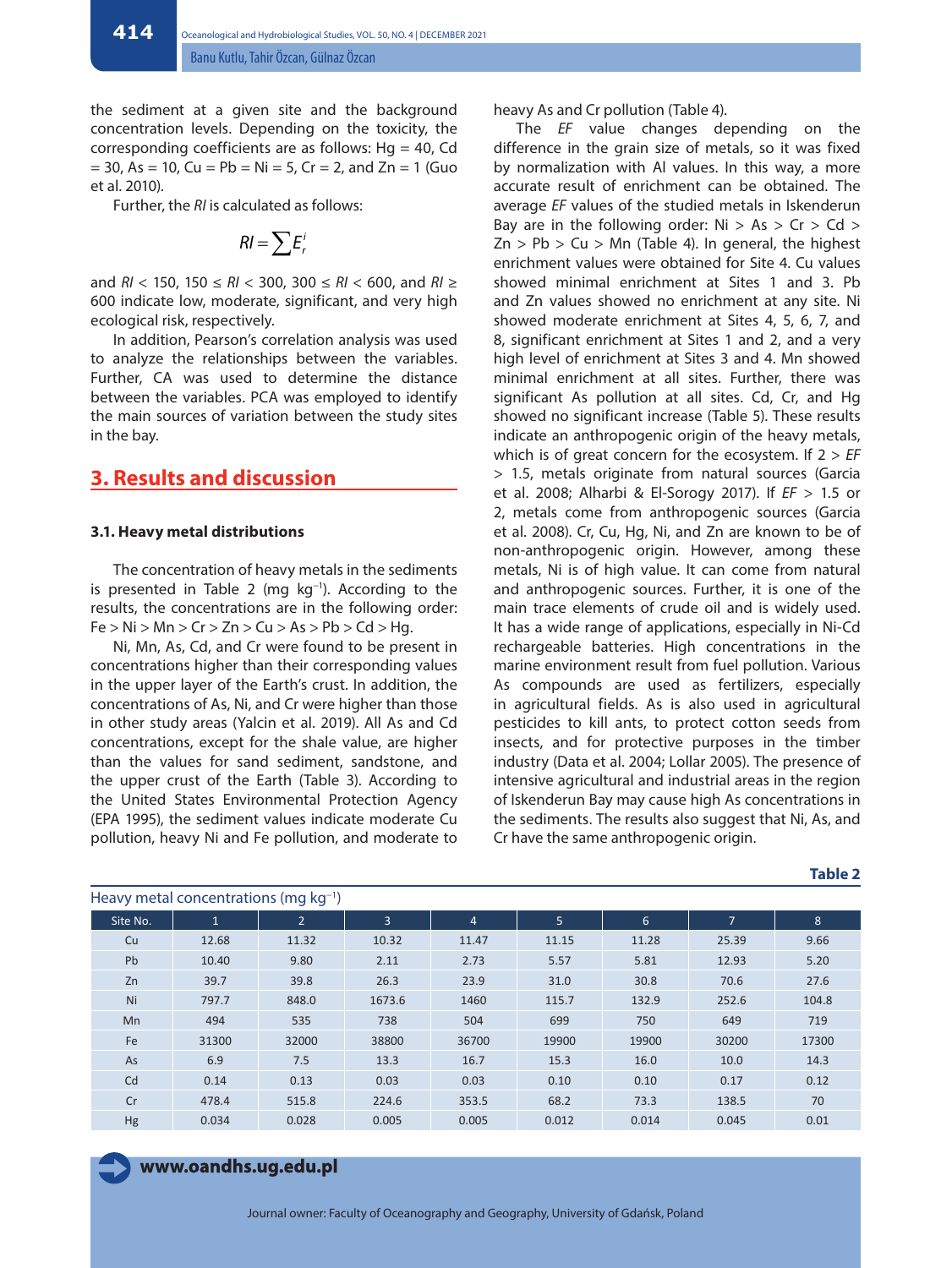the sediment at a given site and the background concentration levels. Depending on the toxicity, the corresponding coefficients are as follows: Hg = 40, Cd = 30, As = 10, Cu = Pb = Ni = 5, Cr = 2, and Zn = 1 (Guo et al. 2010).

Further, the *RI* is calculated as follows:

$$RI = \sum E_r^i$$

and $RI < 150$, $150 \leq RI < 300$, $300 \leq RI < 600$, and $RI \geq 600$ indicate low, moderate, significant, and very high ecological risk, respectively.

In addition, Pearson's correlation analysis was used to analyze the relationships between the variables. Further, CA was used to determine the distance between the variables. PCA was employed to identify the main sources of variation between the study sites in the bay.

## 3. Results and discussion

### 3.1. Heavy metal distributions

The concentration of heavy metals in the sediments is presented in Table 2 (mg $kg^{-1}$). According to the results, the concentrations are in the following order: Fe > Ni > Mn > Cr > Zn > Cu > As > Pb > Cd > Hg.

Ni, Mn, As, Cd, and Cr were found to be present in concentrations higher than their corresponding values in the upper layer of the Earth's crust. In addition, the concentrations of As, Ni, and Cr were higher than those in other study areas (Yalcin et al. 2019). All As and Cd concentrations, except for the shale value, are higher than the values for sand sediment, sandstone, and the upper crust of the Earth (Table 3). According to the United States Environmental Protection Agency (EPA 1995), the sediment values indicate moderate Cu pollution, heavy Ni and Fe pollution, and moderate to heavy As and Cr pollution (Table 4).

The *EF* value changes depending on the difference in the grain size of metals, so it was fixed by normalization with Al values. In this way, a more accurate result of enrichment can be obtained. The average *EF* values of the studied metals in Iskenderun Bay are in the following order: Ni > As > Cr > Cd > Zn > Pb > Cu > Mn (Table 4). In general, the highest enrichment values were obtained for Site 4. Cu values showed minimal enrichment at Sites 1 and 3. Pb and Zn values showed no enrichment at any site. Ni showed moderate enrichment at Sites 4, 5, 6, 7, and 8, significant enrichment at Sites 1 and 2, and a very high level of enrichment at Sites 3 and 4. Mn showed minimal enrichment at all sites. Further, there was significant As pollution at all sites. Cd, Cr, and Hg showed no significant increase (Table 5). These results indicate an anthropogenic origin of the heavy metals, which is of great concern for the ecosystem. If $2 > EF > 1.5$, metals originate from natural sources (Garcia et al. 2008; Alharbi & El-Sorogy 2017). If $EF > 1.5$ or 2, metals come from anthropogenic sources (Garcia et al. 2008). Cr, Cu, Hg, Ni, and Zn are known to be of non-anthropogenic origin. However, among these metals, Ni is of high value. It can come from natural and anthropogenic sources. Further, it is one of the main trace elements of crude oil and is widely used. It has a wide range of applications, especially in Ni-Cd rechargeable batteries. High concentrations in the marine environment result from fuel pollution. Various As compounds are used as fertilizers, especially in agricultural fields. As is also used in agricultural pesticides to kill ants, to protect cotton seeds from insects, and for protective purposes in the timber industry (Data et al. 2004; Lollar 2005). The presence of intensive agricultural and industrial areas in the region of Iskenderun Bay may cause high As concentrations in the sediments. The results also suggest that Ni, As, and Cr have the same anthropogenic origin.

**Table 2**

Heavy metal concentrations (mg $kg^{-1}$)

| Site No. | 1 | 2 | 3 | 4 | 5 | 6 | 7 | 8 |
|---|---|---|---|---|---|---|---|---|
| Cu | 12.68 | 11.32 | 10.32 | 11.47 | 11.15 | 11.28 | 25.39 | 9.66 |
| Pb | 10.40 | 9.80 | 2.11 | 2.73 | 5.57 | 5.81 | 12.93 | 5.20 |
| Zn | 39.7 | 39.8 | 26.3 | 23.9 | 31.0 | 30.8 | 70.6 | 27.6 |
| Ni | 797.7 | 848.0 | 1673.6 | 1460 | 115.7 | 132.9 | 252.6 | 104.8 |
| Mn | 494 | 535 | 738 | 504 | 699 | 750 | 649 | 719 |
| Fe | 31300 | 32000 | 38800 | 36700 | 19900 | 19900 | 30200 | 17300 |
| As | 6.9 | 7.5 | 13.3 | 16.7 | 15.3 | 16.0 | 10.0 | 14.3 |
| Cd | 0.14 | 0.13 | 0.03 | 0.03 | 0.10 | 0.10 | 0.17 | 0.12 |
| Cr | 478.4 | 515.8 | 224.6 | 353.5 | 68.2 | 73.3 | 138.5 | 70 |
| Hg | 0.034 | 0.028 | 0.005 | 0.005 | 0.012 | 0.014 | 0.045 | 0.01 |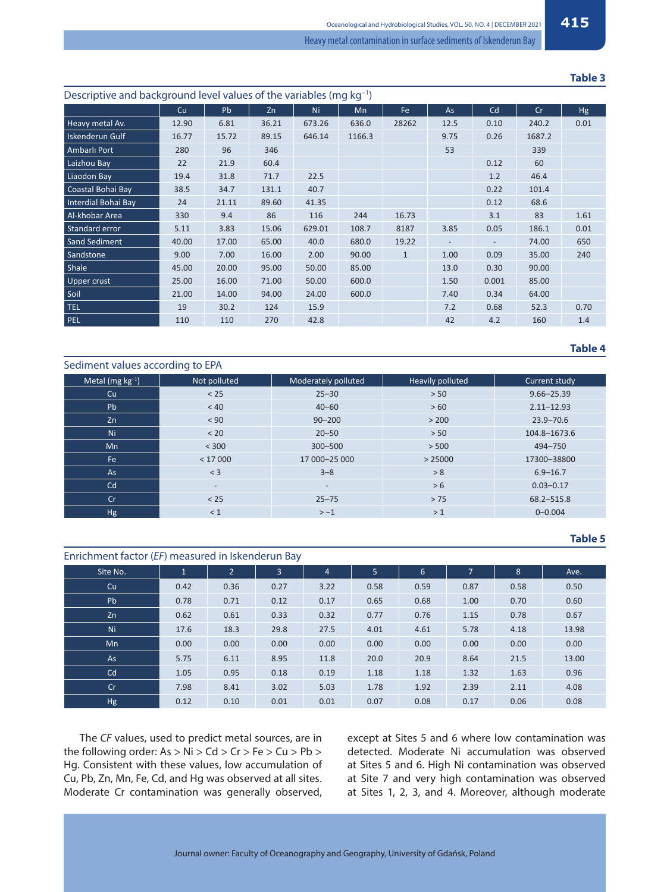**Table 3**

Descriptive and background level values of the variables (mg kg$^{-1}$)

| | Cu | Pb | Zn | Ni | Mn | Fe | As | Cd | Cr | Hg |
|---|---|---|---|---|---|---|---|---|---|---|
| Heavy metal Av. | 12.90 | 6.81 | 36.21 | 673.26 | 636.0 | 28262 | 12.5 | 0.10 | 240.2 | 0.01 |
| Iskenderun Gulf | 16.77 | 15.72 | 89.15 | 646.14 | 1166.3 | | 9.75 | 0.26 | 1687.2 | |
| Ambarlı Port | 280 | 96 | 346 | | | | 53 | | 339 | |
| Laizhou Bay | 22 | 21.9 | 60.4 | | | | | 0.12 | 60 | |
| Liaodon Bay | 19.4 | 31.8 | 71.7 | 22.5 | | | | 1.2 | 46.4 | |
| Coastal Bohai Bay | 38.5 | 34.7 | 131.1 | 40.7 | | | | 0.22 | 101.4 | |
| Interdial Bohai Bay | 24 | 21.11 | 89.60 | 41.35 | | | | 0.12 | 68.6 | |
| Al-khobar Area | 330 | 9.4 | 86 | 116 | 244 | 16.73 | | 3.1 | 83 | 1.61 |
| Standard error | 5.11 | 3.83 | 15.06 | 629.01 | 108.7 | 8187 | 3.85 | 0.05 | 186.1 | 0.01 |
| Sand Sediment | 40.00 | 17.00 | 65.00 | 40.0 | 680.0 | 19.22 | - | - | 74.00 | 650 |
| Sandstone | 9.00 | 7.00 | 16.00 | 2.00 | 90.00 | 1 | 1.00 | 0.09 | 35.00 | 240 |
| Shale | 45.00 | 20.00 | 95.00 | 50.00 | 85.00 | | 13.0 | 0.30 | 90.00 | |
| Upper crust | 25.00 | 16.00 | 71.00 | 50.00 | 600.0 | | 1.50 | 0.001 | 85.00 | |
| Soil | 21.00 | 14.00 | 94.00 | 24.00 | 600.0 | | 7.40 | 0.34 | 64.00 | |
| TEL | 19 | 30.2 | 124 | 15.9 | | | 7.2 | 0.68 | 52.3 | 0.70 |
| PEL | 110 | 110 | 270 | 42.8 | | | 42 | 4.2 | 160 | 1.4 |

**Table 4**

Sediment values according to EPA

| Metal (mg kg$^{-1}$) | Not polluted | Moderately polluted | Heavily polluted | Current study |
|---|---|---|---|---|
| Cu | < 25 | 25–30 | > 50 | 9.66–25.39 |
| Pb | < 40 | 40–60 | > 60 | 2.11–12.93 |
| Zn | < 90 | 90–200 | > 200 | 23.9–70.6 |
| Ni | < 20 | 20–50 | > 50 | 104.8–1673.6 |
| Mn | < 300 | 300–500 | > 500 | 494–750 |
| Fe | < 17 000 | 17 000–25 000 | > 25000 | 17300–38800 |
| As | < 3 | 3–8 | > 8 | 6.9–16.7 |
| Cd | - | - | > 6 | 0.03–0.17 |
| Cr | < 25 | 25–75 | > 75 | 68.2–515.8 |
| Hg | < 1 | > −1 | > 1 | 0–0.004 |

**Table 5**

Enrichment factor (*EF*) measured in Iskenderun Bay

| Site No. | 1 | 2 | 3 | 4 | 5 | 6 | 7 | 8 | Ave. |
|---|---|---|---|---|---|---|---|---|---|
| Cu | 0.42 | 0.36 | 0.27 | 3.22 | 0.58 | 0.59 | 0.87 | 0.58 | 0.50 |
| Pb | 0.78 | 0.71 | 0.12 | 0.17 | 0.65 | 0.68 | 1.00 | 0.70 | 0.60 |
| Zn | 0.62 | 0.61 | 0.33 | 0.32 | 0.77 | 0.76 | 1.15 | 0.78 | 0.67 |
| Ni | 17.6 | 18.3 | 29.8 | 27.5 | 4.01 | 4.61 | 5.78 | 4.18 | 13.98 |
| Mn | 0.00 | 0.00 | 0.00 | 0.00 | 0.00 | 0.00 | 0.00 | 0.00 | 0.00 |
| As | 5.75 | 6.11 | 8.95 | 11.8 | 20.0 | 20.9 | 8.64 | 21.5 | 13.00 |
| Cd | 1.05 | 0.95 | 0.18 | 0.19 | 1.18 | 1.18 | 1.32 | 1.63 | 0.96 |
| Cr | 7.98 | 8.41 | 3.02 | 5.03 | 1.78 | 1.92 | 2.39 | 2.11 | 4.08 |
| Hg | 0.12 | 0.10 | 0.01 | 0.01 | 0.07 | 0.08 | 0.17 | 0.06 | 0.08 |

The *CF* values, used to predict metal sources, are in the following order: As > Ni > Cd > Cr > Fe > Cu > Pb > Hg. Consistent with these values, low accumulation of Cu, Pb, Zn, Mn, Fe, Cd, and Hg was observed at all sites. Moderate Cr contamination was generally observed, except at Sites 5 and 6 where low contamination was detected. Moderate Ni accumulation was observed at Sites 5 and 6. High Ni contamination was observed at Site 7 and very high contamination was observed at Sites 1, 2, 3, and 4. Moreover, although moderate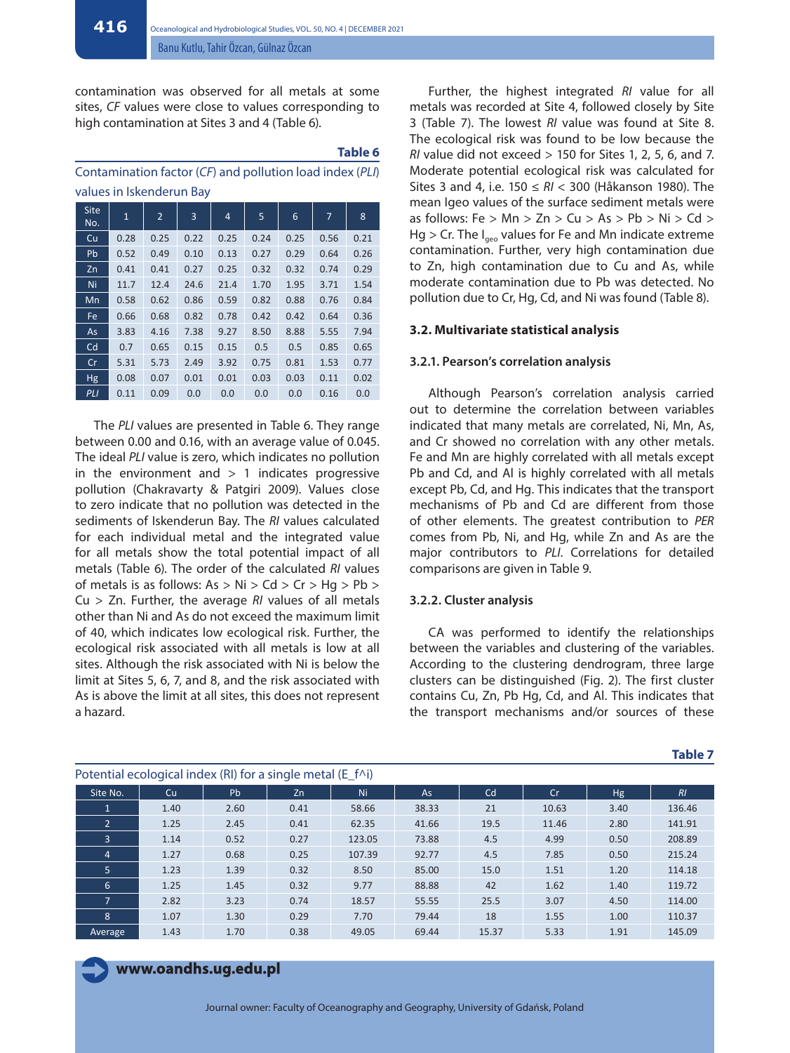contamination was observed for all metals at some sites, *CF* values were close to values corresponding to high contamination at Sites 3 and 4 (Table 6).

**Table 6**

Contamination factor (*CF*) and pollution load index (*PLI*) values in Iskenderun Bay

| Site No. | 1 | 2 | 3 | 4 | 5 | 6 | 7 | 8 |
|---|---|---|---|---|---|---|---|---|
| Cu | 0.28 | 0.25 | 0.22 | 0.25 | 0.24 | 0.25 | 0.56 | 0.21 |
| Pb | 0.52 | 0.49 | 0.10 | 0.13 | 0.27 | 0.29 | 0.64 | 0.26 |
| Zn | 0.41 | 0.41 | 0.27 | 0.25 | 0.32 | 0.32 | 0.74 | 0.29 |
| Ni | 11.7 | 12.4 | 24.6 | 21.4 | 1.70 | 1.95 | 3.71 | 1.54 |
| Mn | 0.58 | 0.62 | 0.86 | 0.59 | 0.82 | 0.88 | 0.76 | 0.84 |
| Fe | 0.66 | 0.68 | 0.82 | 0.78 | 0.42 | 0.42 | 0.64 | 0.36 |
| As | 3.83 | 4.16 | 7.38 | 9.27 | 8.50 | 8.88 | 5.55 | 7.94 |
| Cd | 0.7 | 0.65 | 0.15 | 0.15 | 0.5 | 0.5 | 0.85 | 0.65 |
| Cr | 5.31 | 5.73 | 2.49 | 3.92 | 0.75 | 0.81 | 1.53 | 0.77 |
| Hg | 0.08 | 0.07 | 0.01 | 0.01 | 0.03 | 0.03 | 0.11 | 0.02 |
| *PLI* | 0.11 | 0.09 | 0.0 | 0.0 | 0.0 | 0.0 | 0.16 | 0.0 |

The *PLI* values are presented in Table 6. They range between 0.00 and 0.16, with an average value of 0.045. The ideal *PLI* value is zero, which indicates no pollution in the environment and > 1 indicates progressive pollution (Chakravarty & Patgiri 2009). Values close to zero indicate that no pollution was detected in the sediments of Iskenderun Bay. The *RI* values calculated for each individual metal and the integrated value for all metals show the total potential impact of all metals (Table 6). The order of the calculated *RI* values of metals is as follows: As > Ni > Cd > Cr > Hg > Pb > Cu > Zn. Further, the average *RI* values of all metals other than Ni and As do not exceed the maximum limit of 40, which indicates low ecological risk. Further, the ecological risk associated with all metals is low at all sites. Although the risk associated with Ni is below the limit at Sites 5, 6, 7, and 8, and the risk associated with As is above the limit at all sites, this does not represent a hazard.

Further, the highest integrated *RI* value for all metals was recorded at Site 4, followed closely by Site 3 (Table 7). The lowest *RI* value was found at Site 8. The ecological risk was found to be low because the *RI* value did not exceed > 150 for Sites 1, 2, 5, 6, and 7. Moderate potential ecological risk was calculated for Sites 3 and 4, i.e. 150 ≤ *RI* < 300 (Håkanson 1980). The mean Igeo values of the surface sediment metals were as follows: Fe > Mn > Zn > Cu > As > Pb > Ni > Cd > Hg > Cr. The $I_{geo}$ values for Fe and Mn indicate extreme contamination. Further, very high contamination due to Zn, high contamination due to Cu and As, while moderate contamination due to Pb was detected. No pollution due to Cr, Hg, Cd, and Ni was found (Table 8).

### 3.2. Multivariate statistical analysis

#### 3.2.1. Pearson's correlation analysis

Although Pearson's correlation analysis carried out to determine the correlation between variables indicated that many metals are correlated, Ni, Mn, As, and Cr showed no correlation with any other metals. Fe and Mn are highly correlated with all metals except Pb and Cd, and Al is highly correlated with all metals except Pb, Cd, and Hg. This indicates that the transport mechanisms of Pb and Cd are different from those of other elements. The greatest contribution to *PER* comes from Pb, Ni, and Hg, while Zn and As are the major contributors to *PLI*. Correlations for detailed comparisons are given in Table 9.

#### 3.2.2. Cluster analysis

CA was performed to identify the relationships between the variables and clustering of the variables. According to the clustering dendrogram, three large clusters can be distinguished (Fig. 2). The first cluster contains Cu, Zn, Pb Hg, Cd, and Al. This indicates that the transport mechanisms and/or sources of these

**Table 7**

Potential ecological index (RI) for a single metal (E_f^i)

| Site No. | Cu | Pb | Zn | Ni | As | Cd | Cr | Hg | *RI* |
|---|---|---|---|---|---|---|---|---|---|
| 1 | 1.40 | 2.60 | 0.41 | 58.66 | 38.33 | 21 | 10.63 | 3.40 | 136.46 |
| 2 | 1.25 | 2.45 | 0.41 | 62.35 | 41.66 | 19.5 | 11.46 | 2.80 | 141.91 |
| 3 | 1.14 | 0.52 | 0.27 | 123.05 | 73.88 | 4.5 | 4.99 | 0.50 | 208.89 |
| 4 | 1.27 | 0.68 | 0.25 | 107.39 | 92.77 | 4.5 | 7.85 | 0.50 | 215.24 |
| 5 | 1.23 | 1.39 | 0.32 | 8.50 | 85.00 | 15.0 | 1.51 | 1.20 | 114.18 |
| 6 | 1.25 | 1.45 | 0.32 | 9.77 | 88.88 | 42 | 1.62 | 1.40 | 119.72 |
| 7 | 2.82 | 3.23 | 0.74 | 18.57 | 55.55 | 25.5 | 3.07 | 4.50 | 114.00 |
| 8 | 1.07 | 1.30 | 0.29 | 7.70 | 79.44 | 18 | 1.55 | 1.00 | 110.37 |
| Average | 1.43 | 1.70 | 0.38 | 49.05 | 69.44 | 15.37 | 5.33 | 1.91 | 145.09 |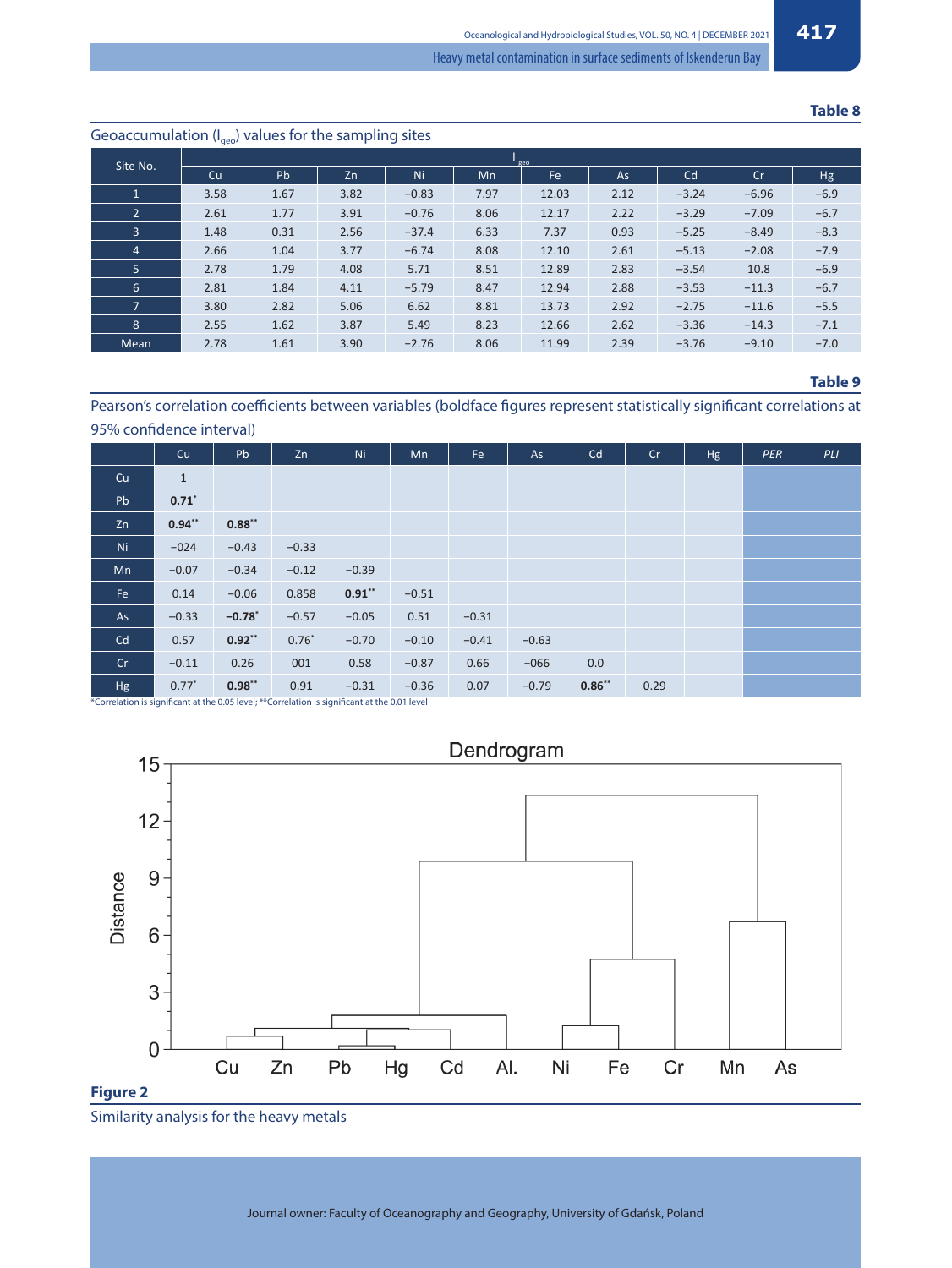**Table 8**

Geoaccumulation ($I_{geo}$) values for the sampling sites

| Site No. | $I_{geo}$ | | | | | | | | | |
|---|---|---|---|---|---|---|---|---|---|---|
| | Cu | Pb | Zn | Ni | Mn | Fe | As | Cd | Cr | Hg |
| 1 | 3.58 | 1.67 | 3.82 | −0.83 | 7.97 | 12.03 | 2.12 | −3.24 | −6.96 | −6.9 |
| 2 | 2.61 | 1.77 | 3.91 | −0.76 | 8.06 | 12.17 | 2.22 | −3.29 | −7.09 | −6.7 |
| 3 | 1.48 | 0.31 | 2.56 | −37.4 | 6.33 | 7.37 | 0.93 | −5.25 | −8.49 | −8.3 |
| 4 | 2.66 | 1.04 | 3.77 | −6.74 | 8.08 | 12.10 | 2.61 | −5.13 | −2.08 | −7.9 |
| 5 | 2.78 | 1.79 | 4.08 | 5.71 | 8.51 | 12.89 | 2.83 | −3.54 | 10.8 | −6.9 |
| 6 | 2.81 | 1.84 | 4.11 | −5.79 | 8.47 | 12.94 | 2.88 | −3.53 | −11.3 | −6.7 |
| 7 | 3.80 | 2.82 | 5.06 | 6.62 | 8.81 | 13.73 | 2.92 | −2.75 | −11.6 | −5.5 |
| 8 | 2.55 | 1.62 | 3.87 | 5.49 | 8.23 | 12.66 | 2.62 | −3.36 | −14.3 | −7.1 |
| Mean | 2.78 | 1.61 | 3.90 | −2.76 | 8.06 | 11.99 | 2.39 | −3.76 | −9.10 | −7.0 |

**Table 9**

Pearson's correlation coefficients between variables (boldface figures represent statistically significant correlations at 95% confidence interval)

| | Cu | Pb | Zn | Ni | Mn | Fe | As | Cd | Cr | Hg | *PER* | *PLI* |
|---|---|---|---|---|---|---|---|---|---|---|---|---|
| Cu | 1 | | | | | | | | | | | |
| Pb | **0.71***| | | | | | | | | | | |
| Zn | **0.94**** | **0.88**** | | | | | | | | | | |
| Ni | −024 | −0.43 | −0.33 | | | | | | | | | |
| Mn | −0.07 | −0.34 | −0.12 | −0.39 | | | | | | | | |
| Fe | 0.14 | −0.06 | 0.858 | **0.91**** | −0.51 | | | | | | | |
| As | −0.33 | **−0.78*** | −0.57 | −0.05 | 0.51 | −0.31 | | | | | | |
| Cd | 0.57 | **0.92**** | 0.76* | −0.70 | −0.10 | −0.41 | −0.63 | | | | | |
| Cr | −0.11 | 0.26 | 001 | 0.58 | −0.87 | 0.66 | −066 | 0.0 | | | | |
| Hg | 0.77* | **0.98**** | 0.91 | −0.31 | −0.36 | 0.07 | −0.79 | **0.86**** | 0.29 | | | |

*Correlation is significant at the 0.05 level; **Correlation is significant at the 0.01 level

**Figure 2**

Similarity analysis for the heavy metals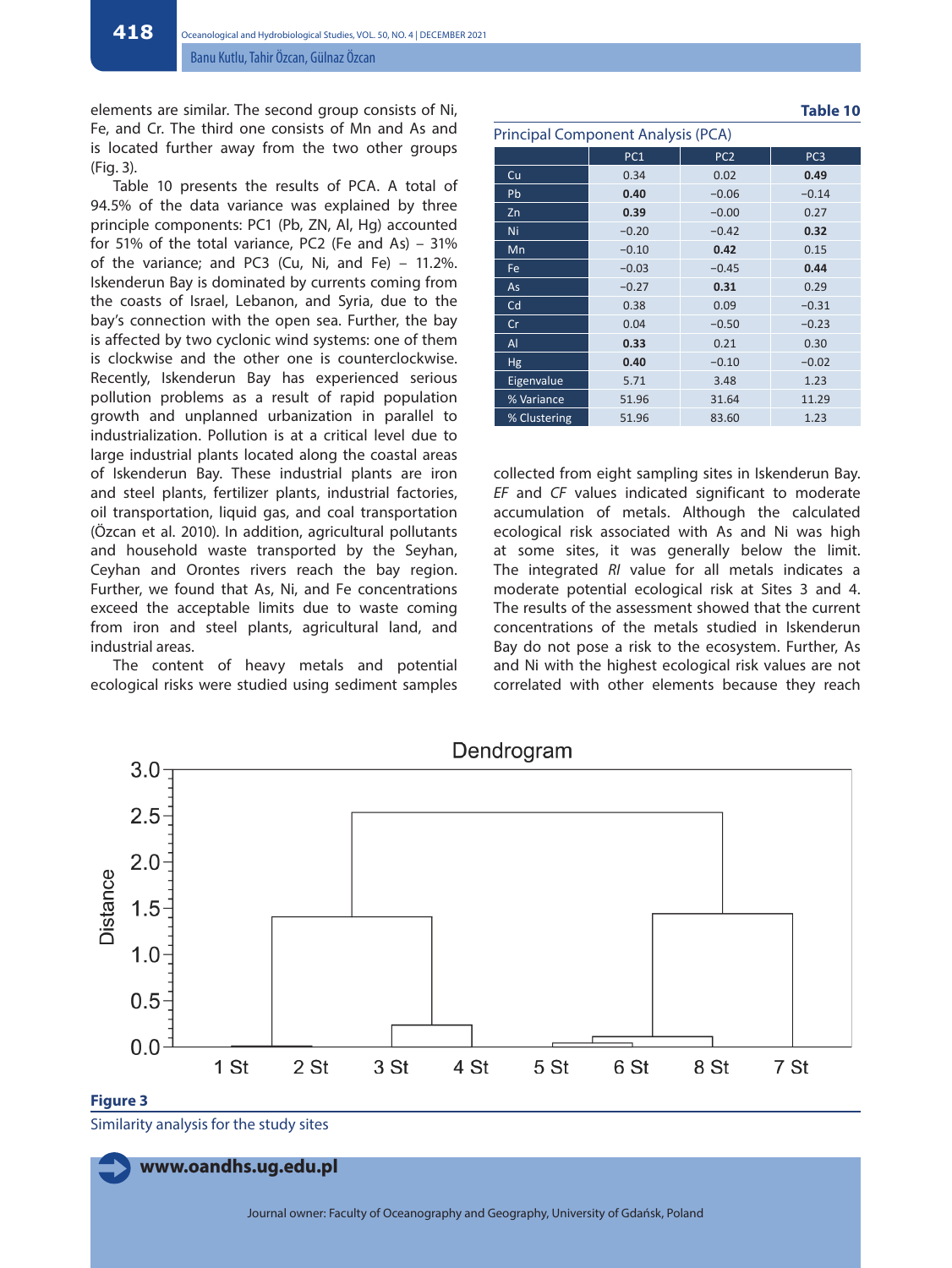elements are similar. The second group consists of Ni, Fe, and Cr. The third one consists of Mn and As and is located further away from the two other groups (Fig. 3).

Table 10 presents the results of PCA. A total of 94.5% of the data variance was explained by three principle components: PC1 (Pb, ZN, Al, Hg) accounted for 51% of the total variance, PC2 (Fe and As) – 31% of the variance; and PC3 (Cu, Ni, and Fe) – 11.2%. Iskenderun Bay is dominated by currents coming from the coasts of Israel, Lebanon, and Syria, due to the bay's connection with the open sea. Further, the bay is affected by two cyclonic wind systems: one of them is clockwise and the other one is counterclockwise. Recently, Iskenderun Bay has experienced serious pollution problems as a result of rapid population growth and unplanned urbanization in parallel to industrialization. Pollution is at a critical level due to large industrial plants located along the coastal areas of Iskenderun Bay. These industrial plants are iron and steel plants, fertilizer plants, industrial factories, oil transportation, liquid gas, and coal transportation (Özcan et al. 2010). In addition, agricultural pollutants and household waste transported by the Seyhan, Ceyhan and Orontes rivers reach the bay region. Further, we found that As, Ni, and Fe concentrations exceed the acceptable limits due to waste coming from iron and steel plants, agricultural land, and industrial areas.

The content of heavy metals and potential ecological risks were studied using sediment samples collected from eight sampling sites in Iskenderun Bay. *EF* and *CF* values indicated significant to moderate accumulation of metals. Although the calculated ecological risk associated with As and Ni was high at some sites, it was generally below the limit. The integrated *RI* value for all metals indicates a moderate potential ecological risk at Sites 3 and 4. The results of the assessment showed that the current concentrations of the metals studied in Iskenderun Bay do not pose a risk to the ecosystem. Further, As and Ni with the highest ecological risk values are not correlated with other elements because they reach

**Table 10**

Principal Component Analysis (PCA)

| | PC1 | PC2 | PC3 |
|---|---|---|---|
| Cu | 0.34 | 0.02 | **0.49** |
| Pb | **0.40** | −0.06 | −0.14 |
| Zn | **0.39** | −0.00 | 0.27 |
| Ni | −0.20 | −0.42 | **0.32** |
| Mn | −0.10 | **0.42** | 0.15 |
| Fe | −0.03 | −0.45 | **0.44** |
| As | −0.27 | **0.31** | 0.29 |
| Cd | 0.38 | 0.09 | −0.31 |
| Cr | 0.04 | −0.50 | −0.23 |
| Al | **0.33** | 0.21 | 0.30 |
| Hg | **0.40** | −0.10 | −0.02 |
| Eigenvalue | 5.71 | 3.48 | 1.23 |
| % Variance | 51.96 | 31.64 | 11.29 |
| % Clustering | 51.96 | 83.60 | 1.23 |

**Figure 3**

Similarity analysis for the study sites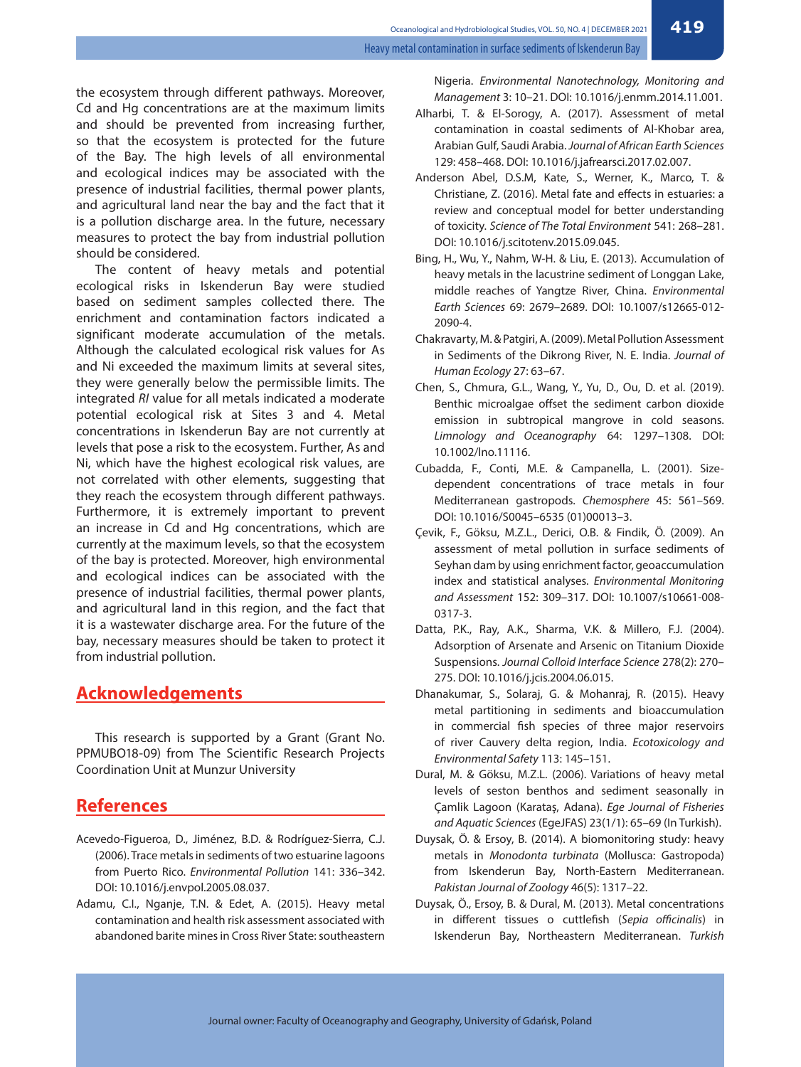the ecosystem through different pathways. Moreover, Cd and Hg concentrations are at the maximum limits and should be prevented from increasing further, so that the ecosystem is protected for the future of the Bay. The high levels of all environmental and ecological indices may be associated with the presence of industrial facilities, thermal power plants, and agricultural land near the bay and the fact that it is a pollution discharge area. In the future, necessary measures to protect the bay from industrial pollution should be considered.

The content of heavy metals and potential ecological risks in Iskenderun Bay were studied based on sediment samples collected there. The enrichment and contamination factors indicated a significant moderate accumulation of the metals. Although the calculated ecological risk values for As and Ni exceeded the maximum limits at several sites, they were generally below the permissible limits. The integrated *RI* value for all metals indicated a moderate potential ecological risk at Sites 3 and 4. Metal concentrations in Iskenderun Bay are not currently at levels that pose a risk to the ecosystem. Further, As and Ni, which have the highest ecological risk values, are not correlated with other elements, suggesting that they reach the ecosystem through different pathways. Furthermore, it is extremely important to prevent an increase in Cd and Hg concentrations, which are currently at the maximum levels, so that the ecosystem of the bay is protected. Moreover, high environmental and ecological indices can be associated with the presence of industrial facilities, thermal power plants, and agricultural land in this region, and the fact that it is a wastewater discharge area. For the future of the bay, necessary measures should be taken to protect it from industrial pollution.

## Acknowledgements

This research is supported by a Grant (Grant No. PPMUBO18-09) from The Scientific Research Projects Coordination Unit at Munzur University

## References

Acevedo-Figueroa, D., Jiménez, B.D. & Rodríguez-Sierra, C.J. (2006). Trace metals in sediments of two estuarine lagoons from Puerto Rico. *Environmental Pollution* 141: 336–342. DOI: 10.1016/j.envpol.2005.08.037.

Adamu, C.I., Nganje, T.N. & Edet, A. (2015). Heavy metal contamination and health risk assessment associated with abandoned barite mines in Cross River State: southeastern Nigeria. *Environmental Nanotechnology, Monitoring and Management* 3: 10–21. DOI: 10.1016/j.enmm.2014.11.001.

Alharbi, T. & El-Sorogy, A. (2017). Assessment of metal contamination in coastal sediments of Al-Khobar area, Arabian Gulf, Saudi Arabia. *Journal of African Earth Sciences* 129: 458–468. DOI: 10.1016/j.jafrearsci.2017.02.007.

Anderson Abel, D.S.M, Kate, S., Werner, K., Marco, T. & Christiane, Z. (2016). Metal fate and effects in estuaries: a review and conceptual model for better understanding of toxicity. *Science of The Total Environment* 541: 268–281. DOI: 10.1016/j.scitotenv.2015.09.045.

Bing, H., Wu, Y., Nahm, W-H. & Liu, E. (2013). Accumulation of heavy metals in the lacustrine sediment of Longgan Lake, middle reaches of Yangtze River, China. *Environmental Earth Sciences* 69: 2679–2689. DOI: 10.1007/s12665-012-2090-4.

Chakravarty, M. & Patgiri, A. (2009). Metal Pollution Assessment in Sediments of the Dikrong River, N. E. India. *Journal of Human Ecology* 27: 63–67.

Chen, S., Chmura, G.L., Wang, Y., Yu, D., Ou, D. et al. (2019). Benthic microalgae offset the sediment carbon dioxide emission in subtropical mangrove in cold seasons. *Limnology and Oceanography* 64: 1297–1308. DOI: 10.1002/lno.11116.

Cubadda, F., Conti, M.E. & Campanella, L. (2001). Size-dependent concentrations of trace metals in four Mediterranean gastropods. *Chemosphere* 45: 561–569. DOI: 10.1016/S0045–6535 (01)00013–3.

Çevik, F., Göksu, M.Z.L., Derici, O.B. & Findik, Ö. (2009). An assessment of metal pollution in surface sediments of Seyhan dam by using enrichment factor, geoaccumulation index and statistical analyses. *Environmental Monitoring and Assessment* 152: 309–317. DOI: 10.1007/s10661-008-0317-3.

Datta, P.K., Ray, A.K., Sharma, V.K. & Millero, F.J. (2004). Adsorption of Arsenate and Arsenic on Titanium Dioxide Suspensions. *Journal Colloid Interface Science* 278(2): 270–275. DOI: 10.1016/j.jcis.2004.06.015.

Dhanakumar, S., Solaraj, G. & Mohanraj, R. (2015). Heavy metal partitioning in sediments and bioaccumulation in commercial fish species of three major reservoirs of river Cauvery delta region, India. *Ecotoxicology and Environmental Safety* 113: 145–151.

Dural, M. & Göksu, M.Z.L. (2006). Variations of heavy metal levels of seston benthos and sediment seasonally in Çamlik Lagoon (Karataş, Adana). *Ege Journal of Fisheries and Aquatic Sciences* (EgeJFAS) 23(1/1): 65–69 (In Turkish).

Duysak, Ö. & Ersoy, B. (2014). A biomonitoring study: heavy metals in *Monodonta turbinata* (Mollusca: Gastropoda) from Iskenderun Bay, North-Eastern Mediterranean. *Pakistan Journal of Zoology* 46(5): 1317–22.

Duysak, Ö., Ersoy, B. & Dural, M. (2013). Metal concentrations in different tissues o cuttlefish (*Sepia officinalis*) in Iskenderun Bay, Northeastern Mediterranean. *Turkish*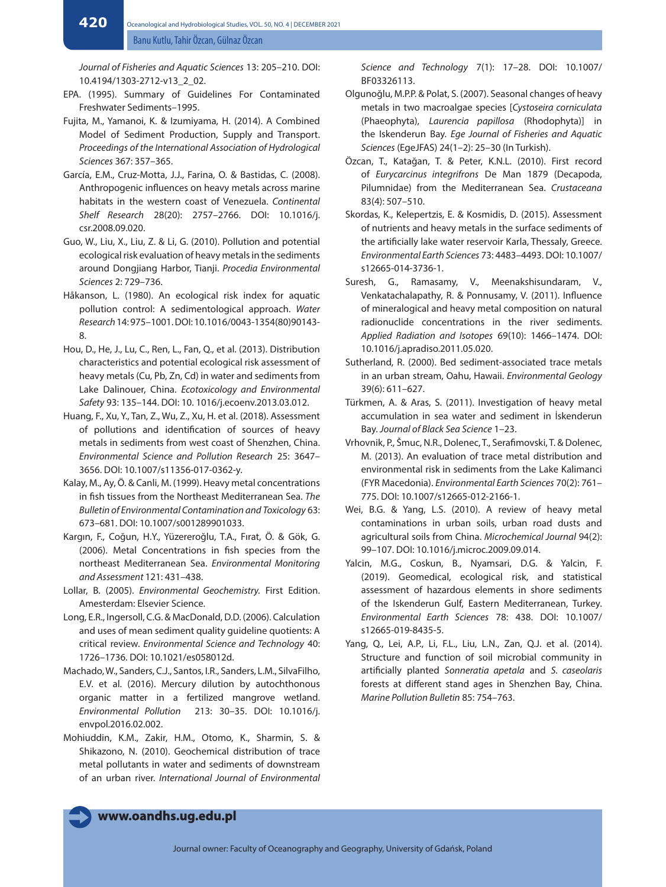*Journal of Fisheries and Aquatic Sciences* 13: 205–210. DOI: 10.4194/1303-2712-v13_2_02.

EPA. (1995). Summary of Guidelines For Contaminated Freshwater Sediments–1995.

Fujita, M., Yamanoi, K. & Izumiyama, H. (2014). A Combined Model of Sediment Production, Supply and Transport. *Proceedings of the International Association of Hydrological Sciences* 367: 357–365.

García, E.M., Cruz-Motta, J.J., Farina, O. & Bastidas, C. (2008). Anthropogenic influences on heavy metals across marine habitats in the western coast of Venezuela. *Continental Shelf Research* 28(20): 2757–2766. DOI: 10.1016/j.csr.2008.09.020.

Guo, W., Liu, X., Liu, Z. & Li, G. (2010). Pollution and potential ecological risk evaluation of heavy metals in the sediments around Dongjiang Harbor, Tianji. *Procedia Environmental Sciences* 2: 729–736.

Håkanson, L. (1980). An ecological risk index for aquatic pollution control: A sedimentological approach. *Water Research* 14: 975–1001. DOI: 10.1016/0043-1354(80)90143-8.

Hou, D., He, J., Lu, C., Ren, L., Fan, Q., et al. (2013). Distribution characteristics and potential ecological risk assessment of heavy metals (Cu, Pb, Zn, Cd) in water and sediments from Lake Dalinouer, China. *Ecotoxicology and Environmental Safety* 93: 135–144. DOI: 10. 1016/j.ecoenv.2013.03.012.

Huang, F., Xu, Y., Tan, Z., Wu, Z., Xu, H. et al. (2018). Assessment of pollutions and identification of sources of heavy metals in sediments from west coast of Shenzhen, China. *Environmental Science and Pollution Research* 25: 3647–3656. DOI: 10.1007/s11356-017-0362-y.

Kalay, M., Ay, Ö. & Canli, M. (1999). Heavy metal concentrations in fish tissues from the Northeast Mediterranean Sea. *The Bulletin of Environmental Contamination and Toxicology* 63: 673–681. DOI: 10.1007/s001289901033.

Kargın, F., Coğun, H.Y., Yüzereroğlu, T.A., Fırat, Ö. & Gök, G. (2006). Metal Concentrations in fish species from the northeast Mediterranean Sea. *Environmental Monitoring and Assessment* 121: 431–438.

Lollar, B. (2005). *Environmental Geochemistry.* First Edition. Amesterdam: Elsevier Science.

Long, E.R., Ingersoll, C.G. & MacDonald, D.D. (2006). Calculation and uses of mean sediment quality guideline quotients: A critical review. *Environmental Science and Technology* 40: 1726–1736. DOI: 10.1021/es058012d.

Machado, W., Sanders, C.J., Santos, I.R., Sanders, L.M., SilvaFilho, E.V. et al. (2016). Mercury dilution by autochthonous organic matter in a fertilized mangrove wetland. *Environmental Pollution* 213: 30–35. DOI: 10.1016/j.envpol.2016.02.002.

Mohiuddin, K.M., Zakir, H.M., Otomo, K., Sharmin, S. & Shikazono, N. (2010). Geochemical distribution of trace metal pollutants in water and sediments of downstream of an urban river. *International Journal of Environmental Science and Technology* 7(1): 17–28. DOI: 10.1007/BF03326113.

Olgunoğlu, M.P.P. & Polat, S. (2007). Seasonal changes of heavy metals in two macroalgae species [*Cystoseira corniculata* (Phaeophyta), *Laurencia papillosa* (Rhodophyta)] in the Iskenderun Bay. *Ege Journal of Fisheries and Aquatic Sciences* (EgeJFAS) 24(1–2): 25–30 (In Turkish).

Özcan, T., Katağan, T. & Peter, K.N.L. (2010). First record of *Eurycarcinus integrifrons* De Man 1879 (Decapoda, Pilumnidae) from the Mediterranean Sea. *Crustaceana* 83(4): 507–510.

Skordas, K., Kelepertzis, E. & Kosmidis, D. (2015). Assessment of nutrients and heavy metals in the surface sediments of the artificially lake water reservoir Karla, Thessaly, Greece. *Environmental Earth Sciences* 73: 4483–4493. DOI: 10.1007/s12665-014-3736-1.

Suresh, G., Ramasamy, V., Meenakshisundaram, V., Venkatachalapathy, R. & Ponnusamy, V. (2011). Influence of mineralogical and heavy metal composition on natural radionuclide concentrations in the river sediments. *Applied Radiation and Isotopes* 69(10): 1466–1474. DOI: 10.1016/j.apradiso.2011.05.020.

Sutherland, R. (2000). Bed sediment-associated trace metals in an urban stream, Oahu, Hawaii. *Environmental Geology* 39(6): 611–627.

Türkmen, A. & Aras, S. (2011). Investigation of heavy metal accumulation in sea water and sediment in İskenderun Bay. *Journal of Black Sea Science* 1–23.

Vrhovnik, P., Šmuc, N.R., Dolenec, T., Serafimovski, T. & Dolenec, M. (2013). An evaluation of trace metal distribution and environmental risk in sediments from the Lake Kalimanci (FYR Macedonia). *Environmental Earth Sciences* 70(2): 761–775. DOI: 10.1007/s12665-012-2166-1.

Wei, B.G. & Yang, L.S. (2010). A review of heavy metal contaminations in urban soils, urban road dusts and agricultural soils from China. *Microchemical Journal* 94(2): 99–107. DOI: 10.1016/j.microc.2009.09.014.

Yalcin, M.G., Coskun, B., Nyamsari, D.G. & Yalcin, F. (2019). Geomedical, ecological risk, and statistical assessment of hazardous elements in shore sediments of the Iskenderun Gulf, Eastern Mediterranean, Turkey. *Environmental Earth Sciences* 78: 438. DOI: 10.1007/s12665-019-8435-5.

Yang, Q., Lei, A.P., Li, F.L., Liu, L.N., Zan, Q.J. et al. (2014). Structure and function of soil microbial community in artificially planted *Sonneratia apetala* and *S. caseolaris* forests at different stand ages in Shenzhen Bay, China. *Marine Pollution Bulletin* 85: 754–763.